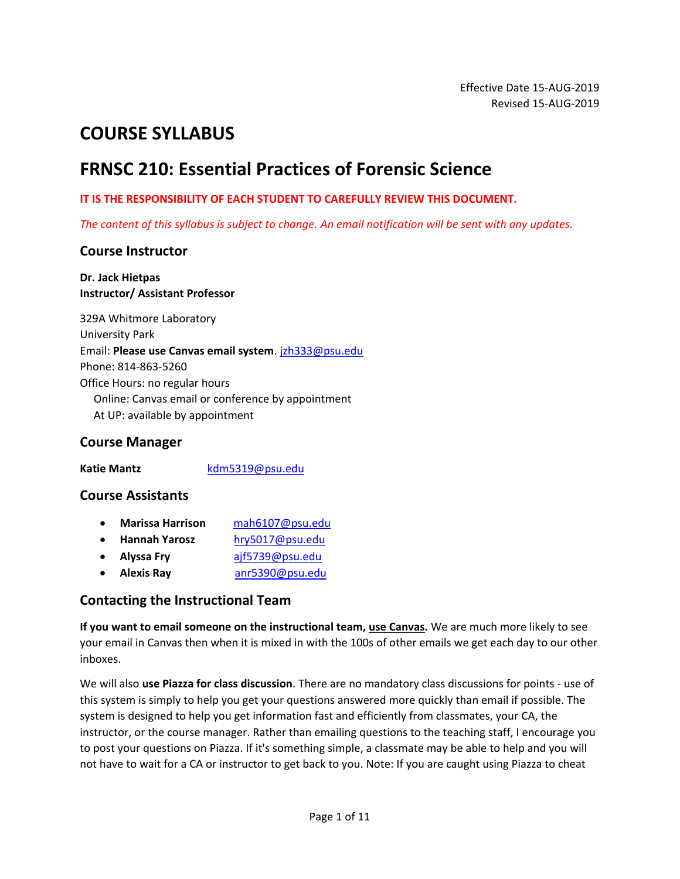Effective Date 15-AUG-2019
Revised 15-AUG-2019

# COURSE SYLLABUS

# FRNSC 210: Essential Practices of Forensic Science

**IT IS THE RESPONSIBILITY OF EACH STUDENT TO CAREFULLY REVIEW THIS DOCUMENT.**

*The content of this syllabus is subject to change. An email notification will be sent with any updates.*

## Course Instructor

**Dr. Jack Hietpas**
**Instructor/ Assistant Professor**

329A Whitmore Laboratory
University Park
Email: **Please use Canvas email system**. jzh333@psu.edu
Phone: 814-863-5260
Office Hours: no regular hours
Online: Canvas email or conference by appointment
At UP: available by appointment

## Course Manager

**Katie Mantz** kdm5319@psu.edu

## Course Assistants

- **Marissa Harrison** mah6107@psu.edu
- **Hannah Yarosz** hry5017@psu.edu
- **Alyssa Fry** ajf5739@psu.edu
- **Alexis Ray** anr5390@psu.edu

## Contacting the Instructional Team

**If you want to email someone on the instructional team, use Canvas.** We are much more likely to see your email in Canvas then when it is mixed in with the 100s of other emails we get each day to our other inboxes.

We will also **use Piazza for class discussion**. There are no mandatory class discussions for points - use of this system is simply to help you get your questions answered more quickly than email if possible. The system is designed to help you get information fast and efficiently from classmates, your CA, the instructor, or the course manager. Rather than emailing questions to the teaching staff, I encourage you to post your questions on Piazza. If it's something simple, a classmate may be able to help and you will not have to wait for a CA or instructor to get back to you. Note: If you are caught using Piazza to cheat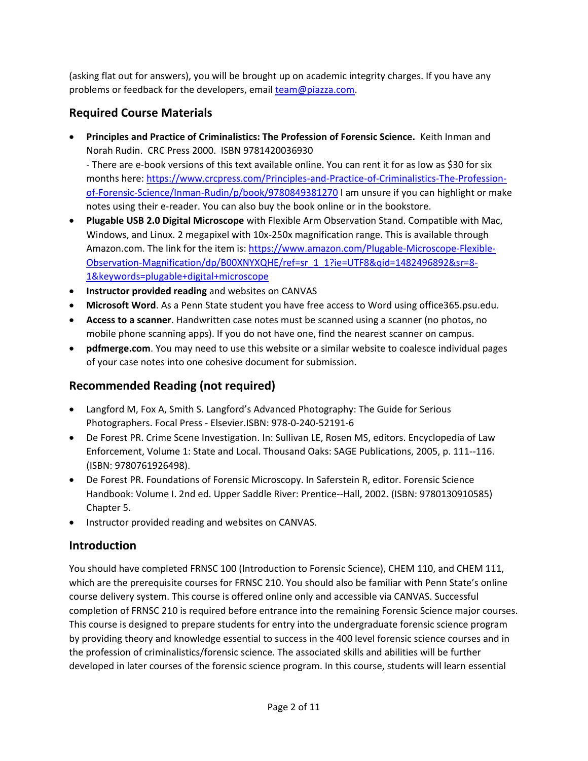(asking flat out for answers), you will be brought up on academic integrity charges. If you have any problems or feedback for the developers, email team@piazza.com.

## Required Course Materials

- **Principles and Practice of Criminalistics: The Profession of Forensic Science.** Keith Inman and Norah Rudin. CRC Press 2000. ISBN 9781420036930
  - There are e-book versions of this text available online. You can rent it for as low as $30 for six months here: https://www.crcpress.com/Principles-and-Practice-of-Criminalistics-The-Profession-of-Forensic-Science/Inman-Rudin/p/book/9780849381270 I am unsure if you can highlight or make notes using their e-reader. You can also buy the book online or in the bookstore.
- **Plugable USB 2.0 Digital Microscope** with Flexible Arm Observation Stand. Compatible with Mac, Windows, and Linux. 2 megapixel with 10x-250x magnification range. This is available through Amazon.com. The link for the item is: https://www.amazon.com/Plugable-Microscope-Flexible-Observation-Magnification/dp/B00XNYXQHE/ref=sr_1_1?ie=UTF8&qid=1482496892&sr=8-1&keywords=plugable+digital+microscope
- **Instructor provided reading** and websites on CANVAS
- **Microsoft Word**. As a Penn State student you have free access to Word using office365.psu.edu.
- **Access to a scanner**. Handwritten case notes must be scanned using a scanner (no photos, no mobile phone scanning apps). If you do not have one, find the nearest scanner on campus.
- **pdfmerge.com**. You may need to use this website or a similar website to coalesce individual pages of your case notes into one cohesive document for submission.

## Recommended Reading (not required)

- Langford M, Fox A, Smith S. Langford's Advanced Photography: The Guide for Serious Photographers. Focal Press - Elsevier.ISBN: 978-0-240-52191-6
- De Forest PR. Crime Scene Investigation. In: Sullivan LE, Rosen MS, editors. Encyclopedia of Law Enforcement, Volume 1: State and Local. Thousand Oaks: SAGE Publications, 2005, p. 111--116. (ISBN: 9780761926498).
- De Forest PR. Foundations of Forensic Microscopy. In Saferstein R, editor. Forensic Science Handbook: Volume I. 2nd ed. Upper Saddle River: Prentice--Hall, 2002. (ISBN: 9780130910585) Chapter 5.
- Instructor provided reading and websites on CANVAS.

## Introduction

You should have completed FRNSC 100 (Introduction to Forensic Science), CHEM 110, and CHEM 111, which are the prerequisite courses for FRNSC 210. You should also be familiar with Penn State's online course delivery system. This course is offered online only and accessible via CANVAS. Successful completion of FRNSC 210 is required before entrance into the remaining Forensic Science major courses. This course is designed to prepare students for entry into the undergraduate forensic science program by providing theory and knowledge essential to success in the 400 level forensic science courses and in the profession of criminalistics/forensic science. The associated skills and abilities will be further developed in later courses of the forensic science program. In this course, students will learn essential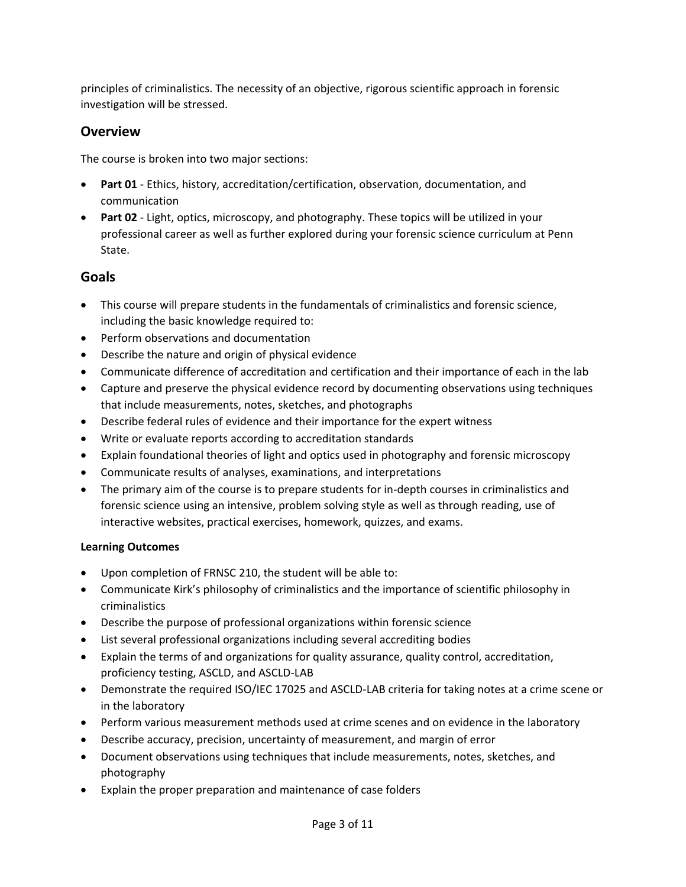principles of criminalistics. The necessity of an objective, rigorous scientific approach in forensic investigation will be stressed.

## Overview

The course is broken into two major sections:

- **Part 01** - Ethics, history, accreditation/certification, observation, documentation, and communication
- **Part 02** - Light, optics, microscopy, and photography. These topics will be utilized in your professional career as well as further explored during your forensic science curriculum at Penn State.

## Goals

- This course will prepare students in the fundamentals of criminalistics and forensic science, including the basic knowledge required to:
- Perform observations and documentation
- Describe the nature and origin of physical evidence
- Communicate difference of accreditation and certification and their importance of each in the lab
- Capture and preserve the physical evidence record by documenting observations using techniques that include measurements, notes, sketches, and photographs
- Describe federal rules of evidence and their importance for the expert witness
- Write or evaluate reports according to accreditation standards
- Explain foundational theories of light and optics used in photography and forensic microscopy
- Communicate results of analyses, examinations, and interpretations
- The primary aim of the course is to prepare students for in-depth courses in criminalistics and forensic science using an intensive, problem solving style as well as through reading, use of interactive websites, practical exercises, homework, quizzes, and exams.

#### Learning Outcomes

- Upon completion of FRNSC 210, the student will be able to:
- Communicate Kirk's philosophy of criminalistics and the importance of scientific philosophy in criminalistics
- Describe the purpose of professional organizations within forensic science
- List several professional organizations including several accrediting bodies
- Explain the terms of and organizations for quality assurance, quality control, accreditation, proficiency testing, ASCLD, and ASCLD-LAB
- Demonstrate the required ISO/IEC 17025 and ASCLD-LAB criteria for taking notes at a crime scene or in the laboratory
- Perform various measurement methods used at crime scenes and on evidence in the laboratory
- Describe accuracy, precision, uncertainty of measurement, and margin of error
- Document observations using techniques that include measurements, notes, sketches, and photography
- Explain the proper preparation and maintenance of case folders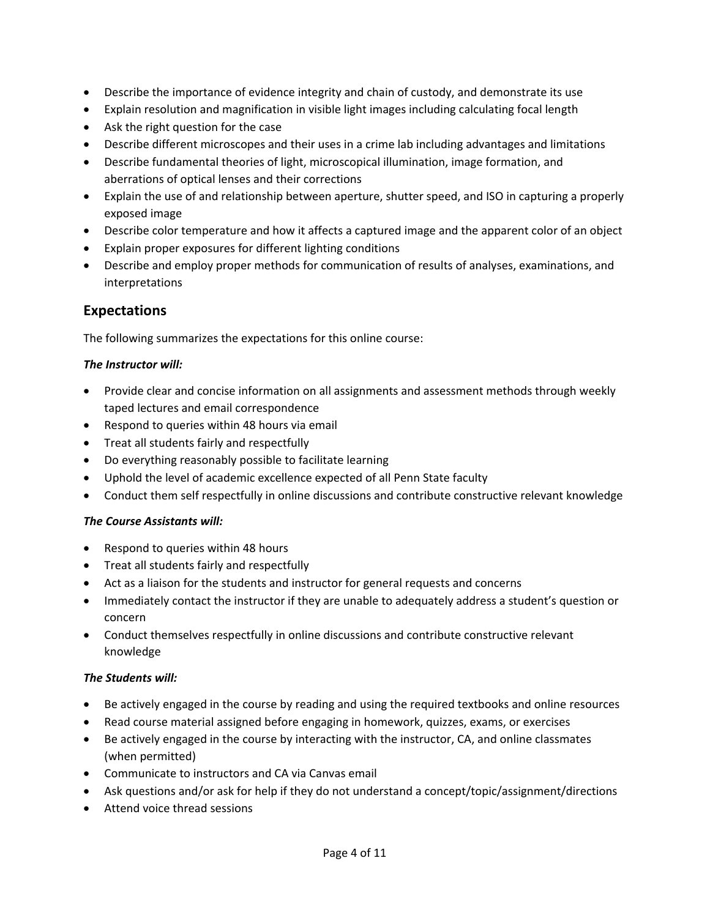- Describe the importance of evidence integrity and chain of custody, and demonstrate its use
- Explain resolution and magnification in visible light images including calculating focal length
- Ask the right question for the case
- Describe different microscopes and their uses in a crime lab including advantages and limitations
- Describe fundamental theories of light, microscopical illumination, image formation, and aberrations of optical lenses and their corrections
- Explain the use of and relationship between aperture, shutter speed, and ISO in capturing a properly exposed image
- Describe color temperature and how it affects a captured image and the apparent color of an object
- Explain proper exposures for different lighting conditions
- Describe and employ proper methods for communication of results of analyses, examinations, and interpretations

## Expectations

The following summarizes the expectations for this online course:

***The Instructor will:***

- Provide clear and concise information on all assignments and assessment methods through weekly taped lectures and email correspondence
- Respond to queries within 48 hours via email
- Treat all students fairly and respectfully
- Do everything reasonably possible to facilitate learning
- Uphold the level of academic excellence expected of all Penn State faculty
- Conduct them self respectfully in online discussions and contribute constructive relevant knowledge

***The Course Assistants will:***

- Respond to queries within 48 hours
- Treat all students fairly and respectfully
- Act as a liaison for the students and instructor for general requests and concerns
- Immediately contact the instructor if they are unable to adequately address a student's question or concern
- Conduct themselves respectfully in online discussions and contribute constructive relevant knowledge

***The Students will:***

- Be actively engaged in the course by reading and using the required textbooks and online resources
- Read course material assigned before engaging in homework, quizzes, exams, or exercises
- Be actively engaged in the course by interacting with the instructor, CA, and online classmates (when permitted)
- Communicate to instructors and CA via Canvas email
- Ask questions and/or ask for help if they do not understand a concept/topic/assignment/directions
- Attend voice thread sessions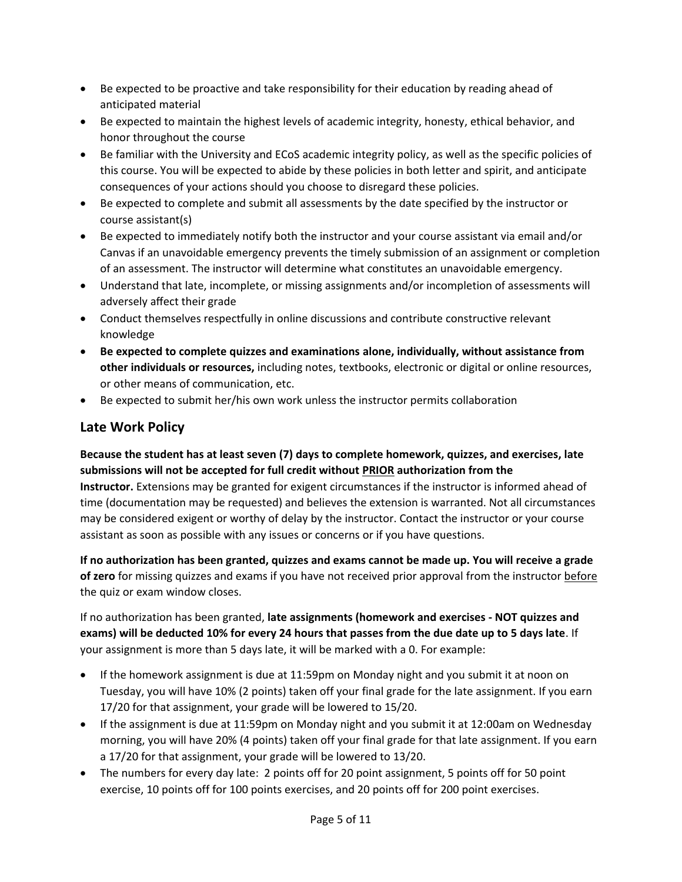- Be expected to be proactive and take responsibility for their education by reading ahead of anticipated material
- Be expected to maintain the highest levels of academic integrity, honesty, ethical behavior, and honor throughout the course
- Be familiar with the University and ECoS academic integrity policy, as well as the specific policies of this course. You will be expected to abide by these policies in both letter and spirit, and anticipate consequences of your actions should you choose to disregard these policies.
- Be expected to complete and submit all assessments by the date specified by the instructor or course assistant(s)
- Be expected to immediately notify both the instructor and your course assistant via email and/or Canvas if an unavoidable emergency prevents the timely submission of an assignment or completion of an assessment. The instructor will determine what constitutes an unavoidable emergency.
- Understand that late, incomplete, or missing assignments and/or incompletion of assessments will adversely affect their grade
- Conduct themselves respectfully in online discussions and contribute constructive relevant knowledge
- **Be expected to complete quizzes and examinations alone, individually, without assistance from other individuals or resources,** including notes, textbooks, electronic or digital or online resources, or other means of communication, etc.
- Be expected to submit her/his own work unless the instructor permits collaboration

## Late Work Policy

**Because the student has at least seven (7) days to complete homework, quizzes, and exercises, late submissions will not be accepted for full credit without <u>PRIOR</u> authorization from the Instructor.** Extensions may be granted for exigent circumstances if the instructor is informed ahead of time (documentation may be requested) and believes the extension is warranted. Not all circumstances may be considered exigent or worthy of delay by the instructor. Contact the instructor or your course assistant as soon as possible with any issues or concerns or if you have questions.

**If no authorization has been granted, quizzes and exams cannot be made up. You will receive a grade of zero** for missing quizzes and exams if you have not received prior approval from the instructor <u>before</u> the quiz or exam window closes.

If no authorization has been granted, **late assignments (homework and exercises - NOT quizzes and exams) will be deducted 10% for every 24 hours that passes from the due date up to 5 days late**. If your assignment is more than 5 days late, it will be marked with a 0. For example:

- If the homework assignment is due at 11:59pm on Monday night and you submit it at noon on Tuesday, you will have 10% (2 points) taken off your final grade for the late assignment. If you earn 17/20 for that assignment, your grade will be lowered to 15/20.
- If the assignment is due at 11:59pm on Monday night and you submit it at 12:00am on Wednesday morning, you will have 20% (4 points) taken off your final grade for that late assignment. If you earn a 17/20 for that assignment, your grade will be lowered to 13/20.
- The numbers for every day late: 2 points off for 20 point assignment, 5 points off for 50 point exercise, 10 points off for 100 points exercises, and 20 points off for 200 point exercises.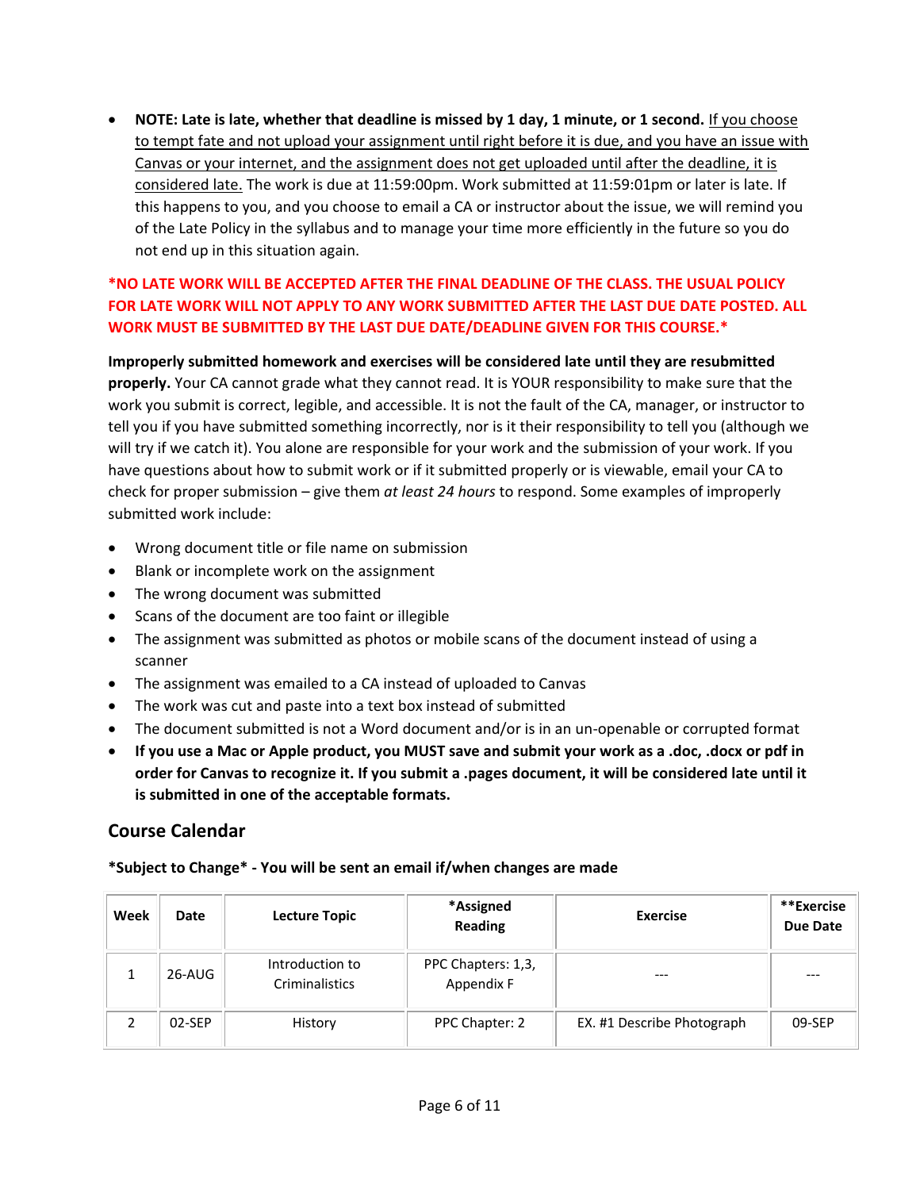- **NOTE: Late is late, whether that deadline is missed by 1 day, 1 minute, or 1 second.** If you choose to tempt fate and not upload your assignment until right before it is due, and you have an issue with Canvas or your internet, and the assignment does not get uploaded until after the deadline, it is considered late. The work is due at 11:59:00pm. Work submitted at 11:59:01pm or later is late. If this happens to you, and you choose to email a CA or instructor about the issue, we will remind you of the Late Policy in the syllabus and to manage your time more efficiently in the future so you do not end up in this situation again.

**\*NO LATE WORK WILL BE ACCEPTED AFTER THE FINAL DEADLINE OF THE CLASS. THE USUAL POLICY FOR LATE WORK WILL NOT APPLY TO ANY WORK SUBMITTED AFTER THE LAST DUE DATE POSTED. ALL WORK MUST BE SUBMITTED BY THE LAST DUE DATE/DEADLINE GIVEN FOR THIS COURSE.\***

**Improperly submitted homework and exercises will be considered late until they are resubmitted properly.** Your CA cannot grade what they cannot read. It is YOUR responsibility to make sure that the work you submit is correct, legible, and accessible. It is not the fault of the CA, manager, or instructor to tell you if you have submitted something incorrectly, nor is it their responsibility to tell you (although we will try if we catch it). You alone are responsible for your work and the submission of your work. If you have questions about how to submit work or if it submitted properly or is viewable, email your CA to check for proper submission – give them *at least 24 hours* to respond. Some examples of improperly submitted work include:

- Wrong document title or file name on submission
- Blank or incomplete work on the assignment
- The wrong document was submitted
- Scans of the document are too faint or illegible
- The assignment was submitted as photos or mobile scans of the document instead of using a scanner
- The assignment was emailed to a CA instead of uploaded to Canvas
- The work was cut and paste into a text box instead of submitted
- The document submitted is not a Word document and/or is in an un-openable or corrupted format
- **If you use a Mac or Apple product, you MUST save and submit your work as a .doc, .docx or pdf in order for Canvas to recognize it. If you submit a .pages document, it will be considered late until it is submitted in one of the acceptable formats.**

## Course Calendar

**\*Subject to Change\* - You will be sent an email if/when changes are made**

| Week | Date | Lecture Topic | *Assigned Reading | Exercise | **Exercise Due Date |
|---|---|---|---|---|---|
| 1 | 26-AUG | Introduction to Criminalistics | PPC Chapters: 1,3, Appendix F | --- | --- |
| 2 | 02-SEP | History | PPC Chapter: 2 | EX. #1 Describe Photograph | 09-SEP |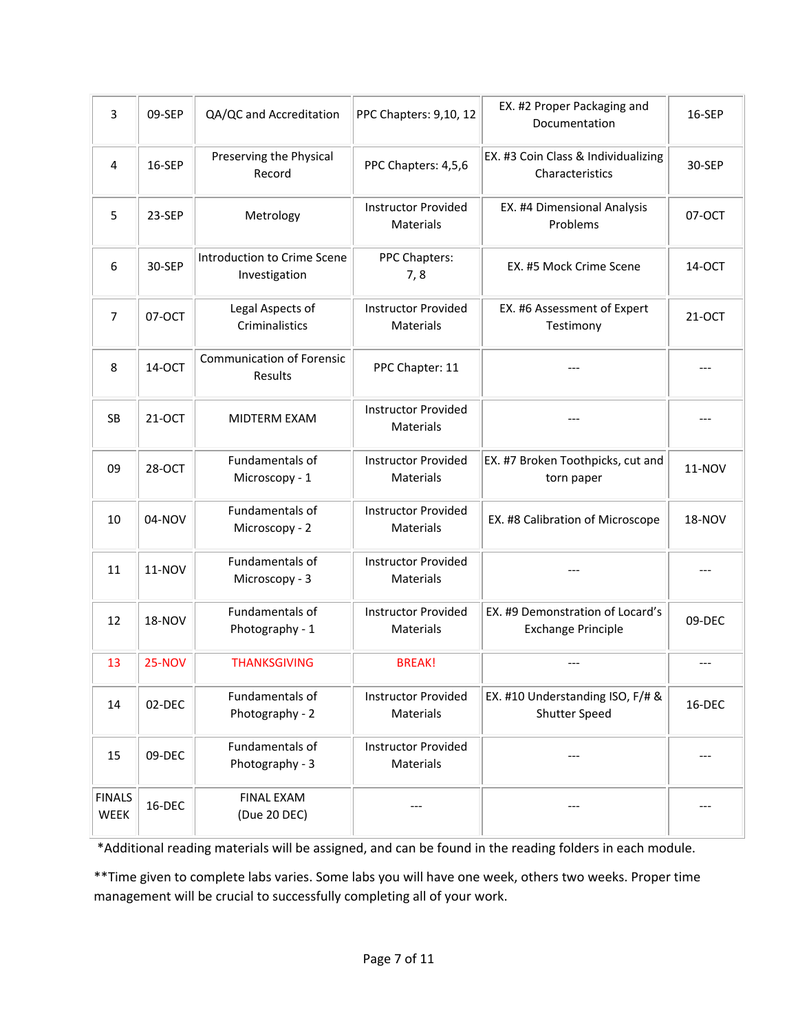| 3 | 09-SEP | QA/QC and Accreditation | PPC Chapters: 9,10, 12 | EX. #2 Proper Packaging and Documentation | 16-SEP |
|---|---|---|---|---|---|
| 4 | 16-SEP | Preserving the Physical Record | PPC Chapters: 4,5,6 | EX. #3 Coin Class & Individualizing Characteristics | 30-SEP |
| 5 | 23-SEP | Metrology | Instructor Provided Materials | EX. #4 Dimensional Analysis Problems | 07-OCT |
| 6 | 30-SEP | Introduction to Crime Scene Investigation | PPC Chapters: 7, 8 | EX. #5 Mock Crime Scene | 14-OCT |
| 7 | 07-OCT | Legal Aspects of Criminalistics | Instructor Provided Materials | EX. #6 Assessment of Expert Testimony | 21-OCT |
| 8 | 14-OCT | Communication of Forensic Results | PPC Chapter: 11 | --- | --- |
| SB | 21-OCT | MIDTERM EXAM | Instructor Provided Materials | --- | --- |
| 09 | 28-OCT | Fundamentals of Microscopy - 1 | Instructor Provided Materials | EX. #7 Broken Toothpicks, cut and torn paper | 11-NOV |
| 10 | 04-NOV | Fundamentals of Microscopy - 2 | Instructor Provided Materials | EX. #8 Calibration of Microscope | 18-NOV |
| 11 | 11-NOV | Fundamentals of Microscopy - 3 | Instructor Provided Materials | --- | --- |
| 12 | 18-NOV | Fundamentals of Photography - 1 | Instructor Provided Materials | EX. #9 Demonstration of Locard's Exchange Principle | 09-DEC |
| 13 | 25-NOV | THANKSGIVING | BREAK! | --- | --- |
| 14 | 02-DEC | Fundamentals of Photography - 2 | Instructor Provided Materials | EX. #10 Understanding ISO, F/# & Shutter Speed | 16-DEC |
| 15 | 09-DEC | Fundamentals of Photography - 3 | Instructor Provided Materials | --- | --- |
| FINALS WEEK | 16-DEC | FINAL EXAM (Due 20 DEC) | --- | --- | --- |

*Additional reading materials will be assigned, and can be found in the reading folders in each module.

**Time given to complete labs varies. Some labs you will have one week, others two weeks. Proper time management will be crucial to successfully completing all of your work.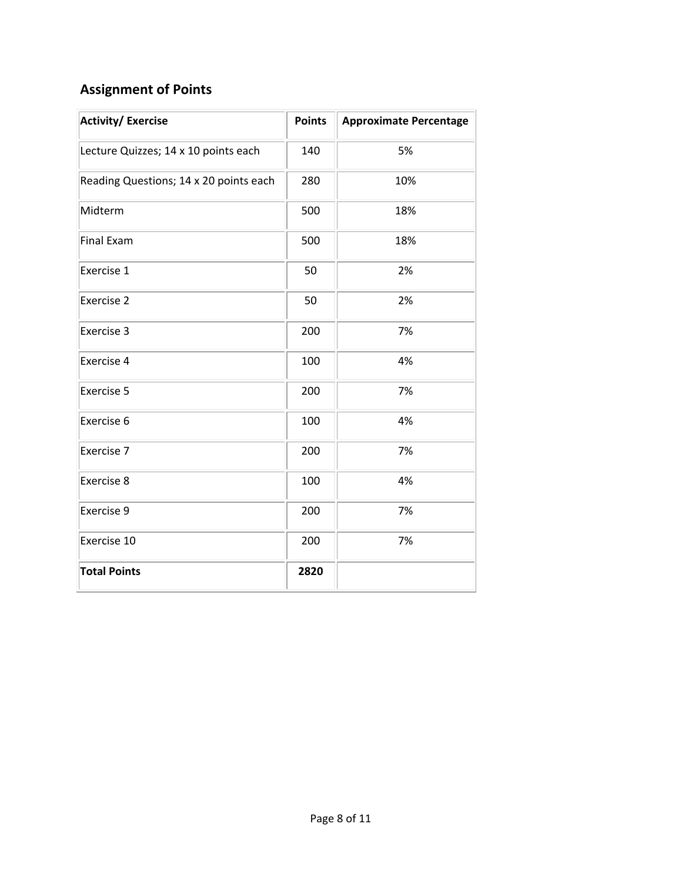## Assignment of Points

| Activity/ Exercise | Points | Approximate Percentage |
|---|---|---|
| Lecture Quizzes; 14 x 10 points each | 140 | 5% |
| Reading Questions; 14 x 20 points each | 280 | 10% |
| Midterm | 500 | 18% |
| Final Exam | 500 | 18% |
| Exercise 1 | 50 | 2% |
| Exercise 2 | 50 | 2% |
| Exercise 3 | 200 | 7% |
| Exercise 4 | 100 | 4% |
| Exercise 5 | 200 | 7% |
| Exercise 6 | 100 | 4% |
| Exercise 7 | 200 | 7% |
| Exercise 8 | 100 | 4% |
| Exercise 9 | 200 | 7% |
| Exercise 10 | 200 | 7% |
| **Total Points** | **2820** | |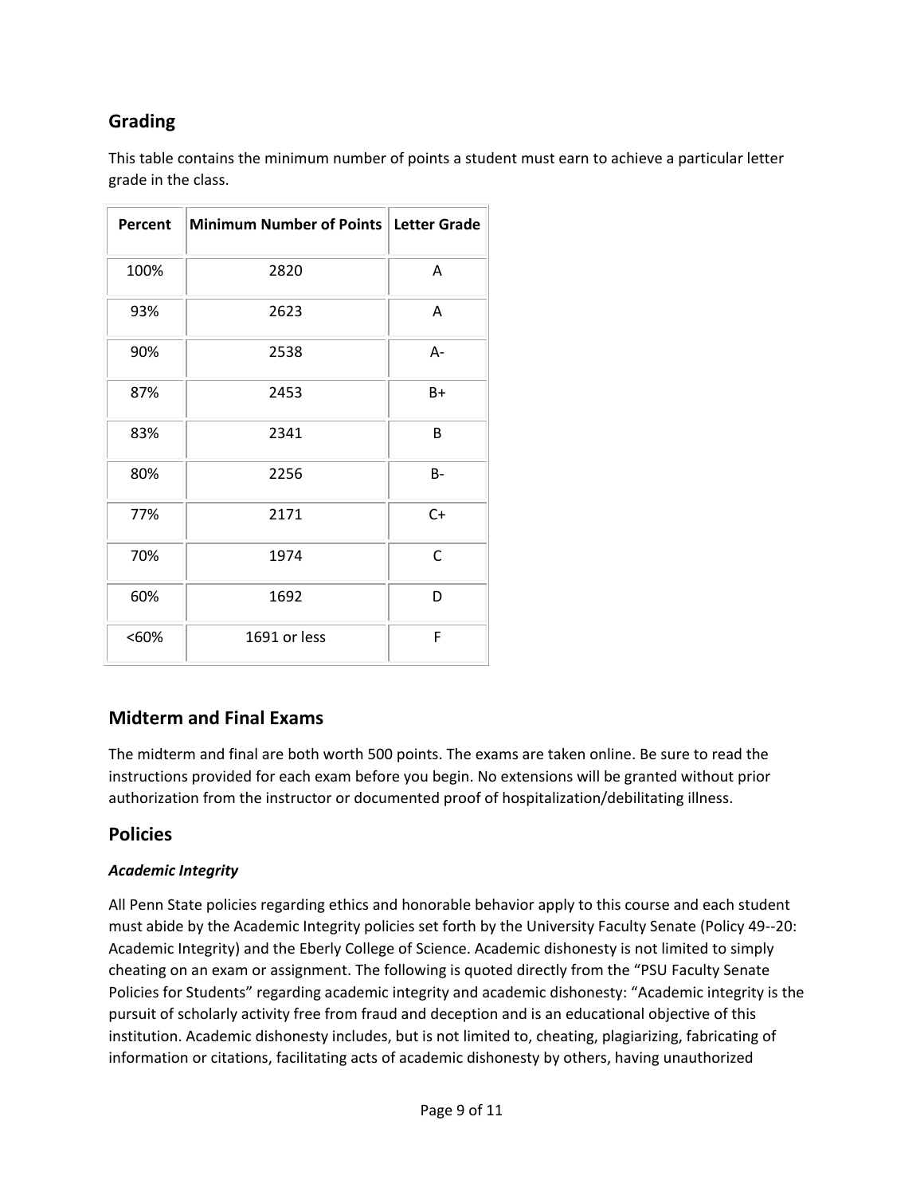## Grading

This table contains the minimum number of points a student must earn to achieve a particular letter grade in the class.

| Percent | Minimum Number of Points | Letter Grade |
|---|---|---|
| 100% | 2820 | A |
| 93% | 2623 | A |
| 90% | 2538 | A- |
| 87% | 2453 | B+ |
| 83% | 2341 | B |
| 80% | 2256 | B- |
| 77% | 2171 | C+ |
| 70% | 1974 | C |
| 60% | 1692 | D |
| <60% | 1691 or less | F |

## Midterm and Final Exams

The midterm and final are both worth 500 points. The exams are taken online. Be sure to read the instructions provided for each exam before you begin. No extensions will be granted without prior authorization from the instructor or documented proof of hospitalization/debilitating illness.

## Policies

### *Academic Integrity*

All Penn State policies regarding ethics and honorable behavior apply to this course and each student must abide by the Academic Integrity policies set forth by the University Faculty Senate (Policy 49--20: Academic Integrity) and the Eberly College of Science. Academic dishonesty is not limited to simply cheating on an exam or assignment. The following is quoted directly from the "PSU Faculty Senate Policies for Students" regarding academic integrity and academic dishonesty: "Academic integrity is the pursuit of scholarly activity free from fraud and deception and is an educational objective of this institution. Academic dishonesty includes, but is not limited to, cheating, plagiarizing, fabricating of information or citations, facilitating acts of academic dishonesty by others, having unauthorized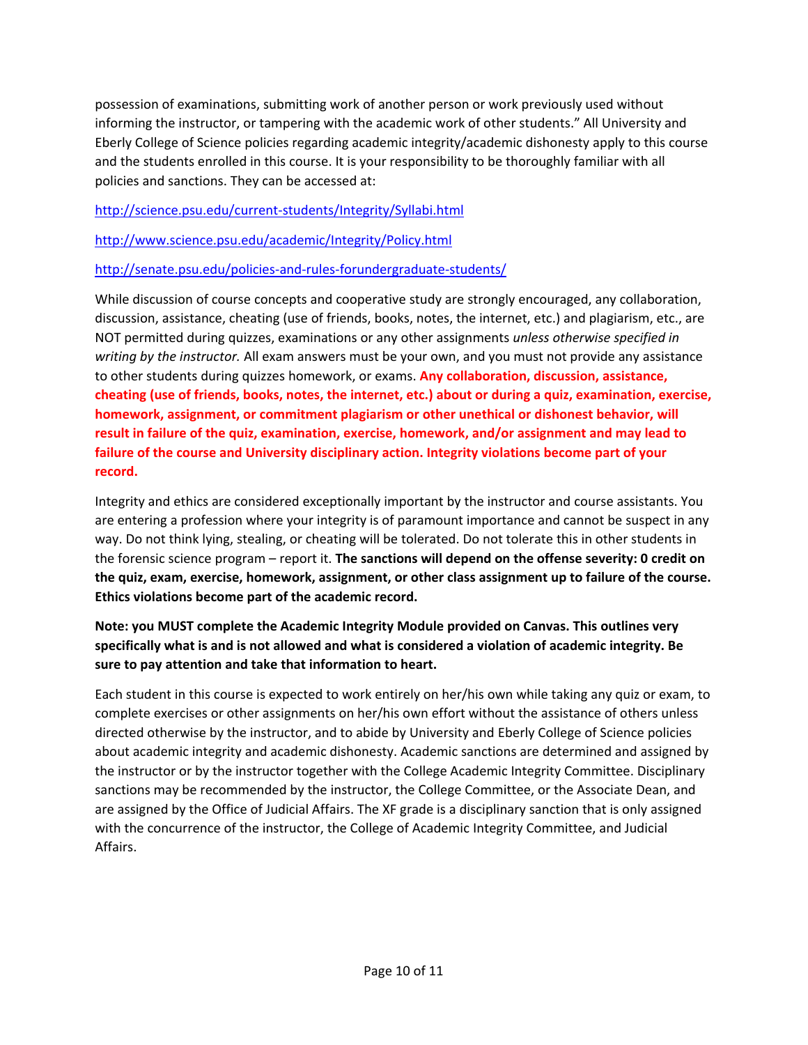possession of examinations, submitting work of another person or work previously used without informing the instructor, or tampering with the academic work of other students." All University and Eberly College of Science policies regarding academic integrity/academic dishonesty apply to this course and the students enrolled in this course. It is your responsibility to be thoroughly familiar with all policies and sanctions. They can be accessed at:

http://science.psu.edu/current-students/Integrity/Syllabi.html

http://www.science.psu.edu/academic/Integrity/Policy.html

http://senate.psu.edu/policies-and-rules-forundergraduate-students/

While discussion of course concepts and cooperative study are strongly encouraged, any collaboration, discussion, assistance, cheating (use of friends, books, notes, the internet, etc.) and plagiarism, etc., are NOT permitted during quizzes, examinations or any other assignments *unless otherwise specified in writing by the instructor.* All exam answers must be your own, and you must not provide any assistance to other students during quizzes homework, or exams. **Any collaboration, discussion, assistance, cheating (use of friends, books, notes, the internet, etc.) about or during a quiz, examination, exercise, homework, assignment, or commitment plagiarism or other unethical or dishonest behavior, will result in failure of the quiz, examination, exercise, homework, and/or assignment and may lead to failure of the course and University disciplinary action. Integrity violations become part of your record.**

Integrity and ethics are considered exceptionally important by the instructor and course assistants. You are entering a profession where your integrity is of paramount importance and cannot be suspect in any way. Do not think lying, stealing, or cheating will be tolerated. Do not tolerate this in other students in the forensic science program – report it. **The sanctions will depend on the offense severity: 0 credit on the quiz, exam, exercise, homework, assignment, or other class assignment up to failure of the course. Ethics violations become part of the academic record.**

**Note: you MUST complete the Academic Integrity Module provided on Canvas. This outlines very specifically what is and is not allowed and what is considered a violation of academic integrity. Be sure to pay attention and take that information to heart.**

Each student in this course is expected to work entirely on her/his own while taking any quiz or exam, to complete exercises or other assignments on her/his own effort without the assistance of others unless directed otherwise by the instructor, and to abide by University and Eberly College of Science policies about academic integrity and academic dishonesty. Academic sanctions are determined and assigned by the instructor or by the instructor together with the College Academic Integrity Committee. Disciplinary sanctions may be recommended by the instructor, the College Committee, or the Associate Dean, and are assigned by the Office of Judicial Affairs. The XF grade is a disciplinary sanction that is only assigned with the concurrence of the instructor, the College of Academic Integrity Committee, and Judicial Affairs.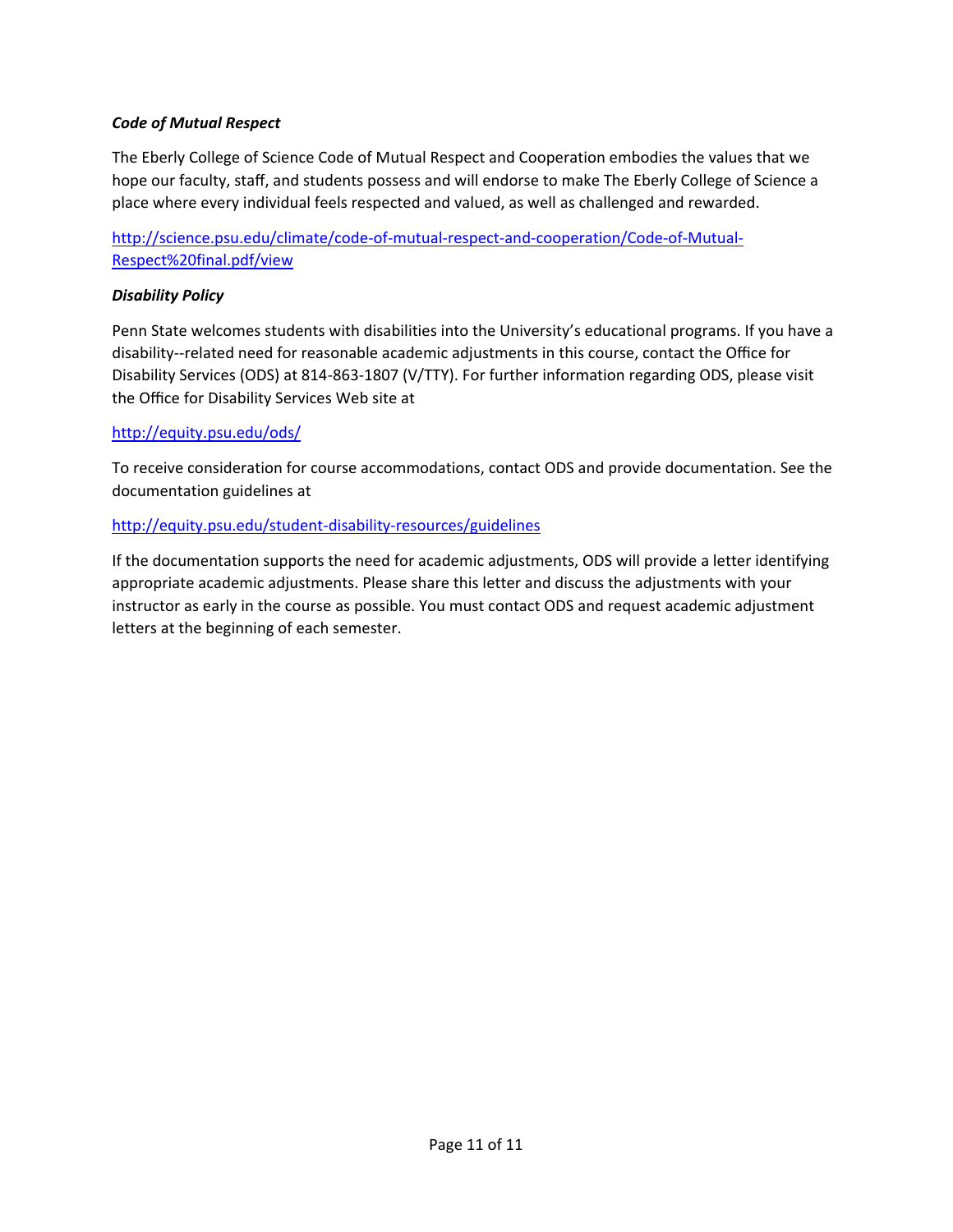***Code of Mutual Respect***

The Eberly College of Science Code of Mutual Respect and Cooperation embodies the values that we hope our faculty, staff, and students possess and will endorse to make The Eberly College of Science a place where every individual feels respected and valued, as well as challenged and rewarded.

http://science.psu.edu/climate/code-of-mutual-respect-and-cooperation/Code-of-Mutual-Respect%20final.pdf/view

***Disability Policy***

Penn State welcomes students with disabilities into the University's educational programs. If you have a disability--related need for reasonable academic adjustments in this course, contact the Office for Disability Services (ODS) at 814-863-1807 (V/TTY). For further information regarding ODS, please visit the Office for Disability Services Web site at

http://equity.psu.edu/ods/

To receive consideration for course accommodations, contact ODS and provide documentation. See the documentation guidelines at

http://equity.psu.edu/student-disability-resources/guidelines

If the documentation supports the need for academic adjustments, ODS will provide a letter identifying appropriate academic adjustments. Please share this letter and discuss the adjustments with your instructor as early in the course as possible. You must contact ODS and request academic adjustment letters at the beginning of each semester.